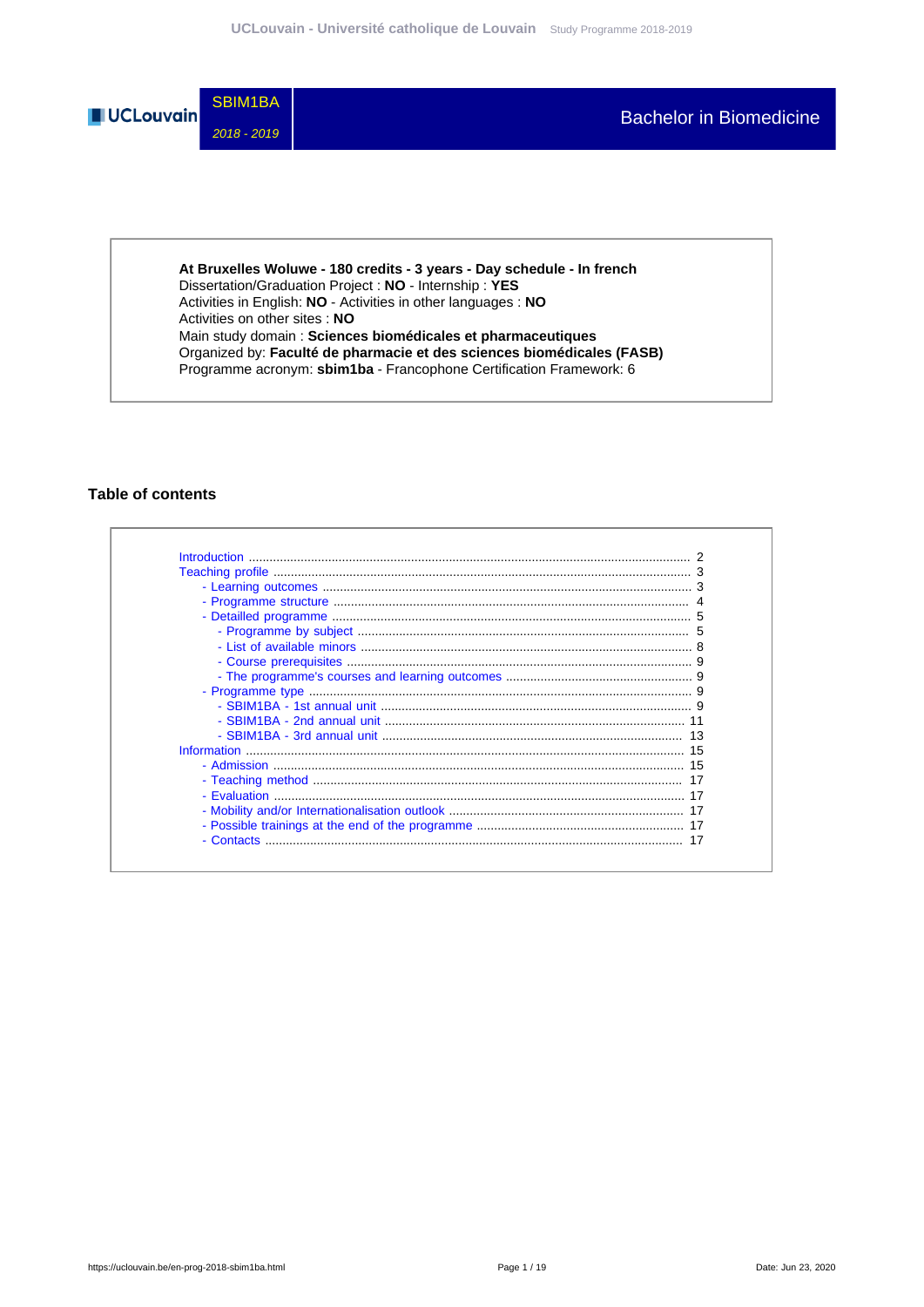SBIM1BA

*2018 - 2019*

# Bachelor in Biomedicine

**At Bruxelles Woluwe - 180 credits - 3 years - Day schedule - In french**
Dissertation/Graduation Project : **NO** - Internship : **YES**
Activities in English: **NO** - Activities in other languages : **NO**
Activities on other sites : **NO**
Main study domain : **Sciences biomédicales et pharmaceutiques**
Organized by: **Faculté de pharmacie et des sciences biomédicales (FASB)**
Programme acronym: **sbim1ba** - Francophone Certification Framework: 6

## Table of contents

- Introduction ........ 2
- Teaching profile ........ 3
  - Learning outcomes ........ 3
  - Programme structure ........ 4
  - Detailled programme ........ 5
    - Programme by subject ........ 5
    - List of available minors ........ 8
    - Course prerequisites ........ 9
    - The programme's courses and learning outcomes ........ 9
  - Programme type ........ 9
    - SBIM1BA - 1st annual unit ........ 9
    - SBIM1BA - 2nd annual unit ........ 11
    - SBIM1BA - 3rd annual unit ........ 13
- Information ........ 15
  - Admission ........ 15
  - Teaching method ........ 17
  - Evaluation ........ 17
  - Mobility and/or Internationalisation outlook ........ 17
  - Possible trainings at the end of the programme ........ 17
  - Contacts ........ 17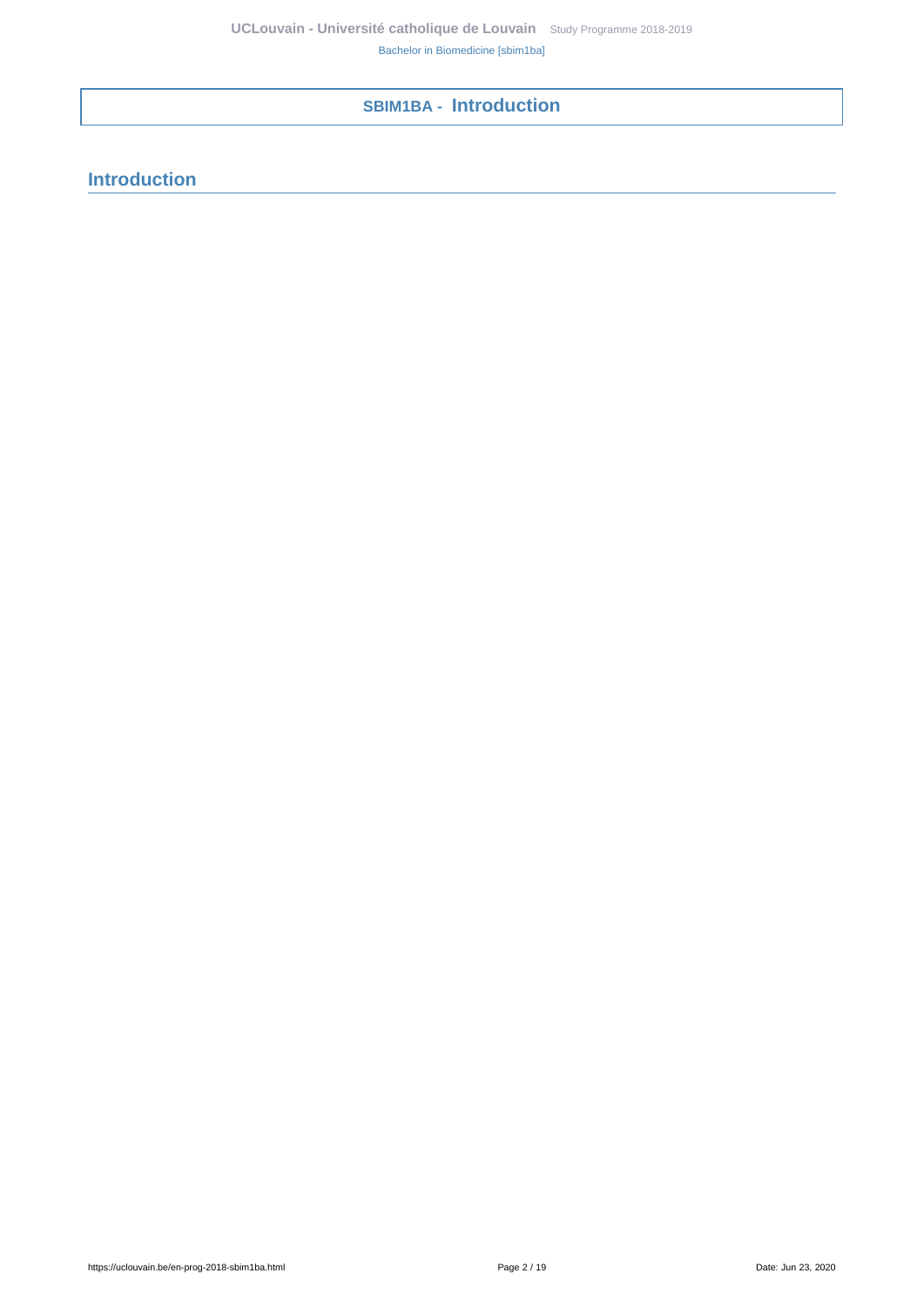# SBIM1BA - Introduction

## Introduction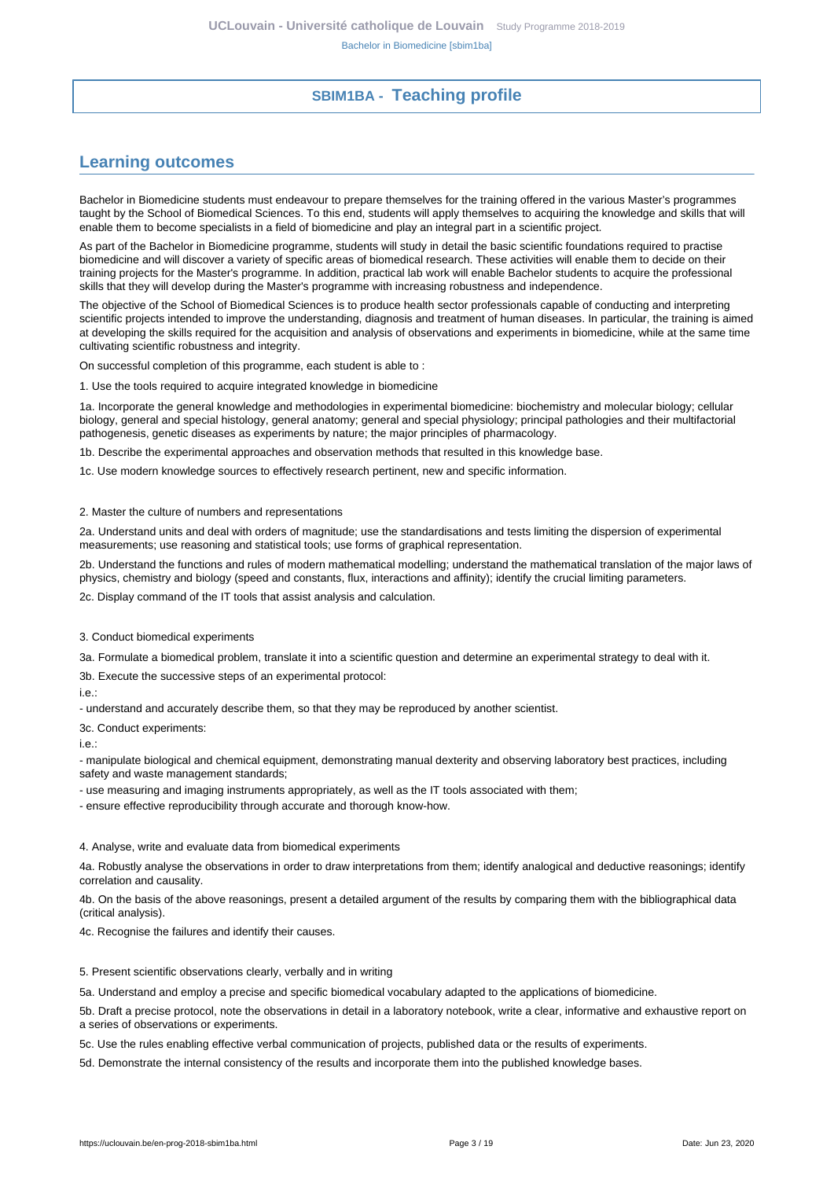# SBIM1BA - Teaching profile

## Learning outcomes

Bachelor in Biomedicine students must endeavour to prepare themselves for the training offered in the various Master's programmes taught by the School of Biomedical Sciences. To this end, students will apply themselves to acquiring the knowledge and skills that will enable them to become specialists in a field of biomedicine and play an integral part in a scientific project.

As part of the Bachelor in Biomedicine programme, students will study in detail the basic scientific foundations required to practise biomedicine and will discover a variety of specific areas of biomedical research. These activities will enable them to decide on their training projects for the Master's programme. In addition, practical lab work will enable Bachelor students to acquire the professional skills that they will develop during the Master's programme with increasing robustness and independence.

The objective of the School of Biomedical Sciences is to produce health sector professionals capable of conducting and interpreting scientific projects intended to improve the understanding, diagnosis and treatment of human diseases. In particular, the training is aimed at developing the skills required for the acquisition and analysis of observations and experiments in biomedicine, while at the same time cultivating scientific robustness and integrity.

On successful completion of this programme, each student is able to :

1. Use the tools required to acquire integrated knowledge in biomedicine

1a. Incorporate the general knowledge and methodologies in experimental biomedicine: biochemistry and molecular biology; cellular biology, general and special histology, general anatomy; general and special physiology; principal pathologies and their multifactorial pathogenesis, genetic diseases as experiments by nature; the major principles of pharmacology.

1b. Describe the experimental approaches and observation methods that resulted in this knowledge base.

1c. Use modern knowledge sources to effectively research pertinent, new and specific information.

2. Master the culture of numbers and representations

2a. Understand units and deal with orders of magnitude; use the standardisations and tests limiting the dispersion of experimental measurements; use reasoning and statistical tools; use forms of graphical representation.

2b. Understand the functions and rules of modern mathematical modelling; understand the mathematical translation of the major laws of physics, chemistry and biology (speed and constants, flux, interactions and affinity); identify the crucial limiting parameters.

2c. Display command of the IT tools that assist analysis and calculation.

3. Conduct biomedical experiments

3a. Formulate a biomedical problem, translate it into a scientific question and determine an experimental strategy to deal with it.

3b. Execute the successive steps of an experimental protocol:

i.e.:

- understand and accurately describe them, so that they may be reproduced by another scientist.

3c. Conduct experiments:

i.e.:

- manipulate biological and chemical equipment, demonstrating manual dexterity and observing laboratory best practices, including safety and waste management standards;
- use measuring and imaging instruments appropriately, as well as the IT tools associated with them;
- ensure effective reproducibility through accurate and thorough know-how.

4. Analyse, write and evaluate data from biomedical experiments

4a. Robustly analyse the observations in order to draw interpretations from them; identify analogical and deductive reasonings; identify correlation and causality.

4b. On the basis of the above reasonings, present a detailed argument of the results by comparing them with the bibliographical data (critical analysis).

4c. Recognise the failures and identify their causes.

5. Present scientific observations clearly, verbally and in writing

5a. Understand and employ a precise and specific biomedical vocabulary adapted to the applications of biomedicine.

5b. Draft a precise protocol, note the observations in detail in a laboratory notebook, write a clear, informative and exhaustive report on a series of observations or experiments.

5c. Use the rules enabling effective verbal communication of projects, published data or the results of experiments.

5d. Demonstrate the internal consistency of the results and incorporate them into the published knowledge bases.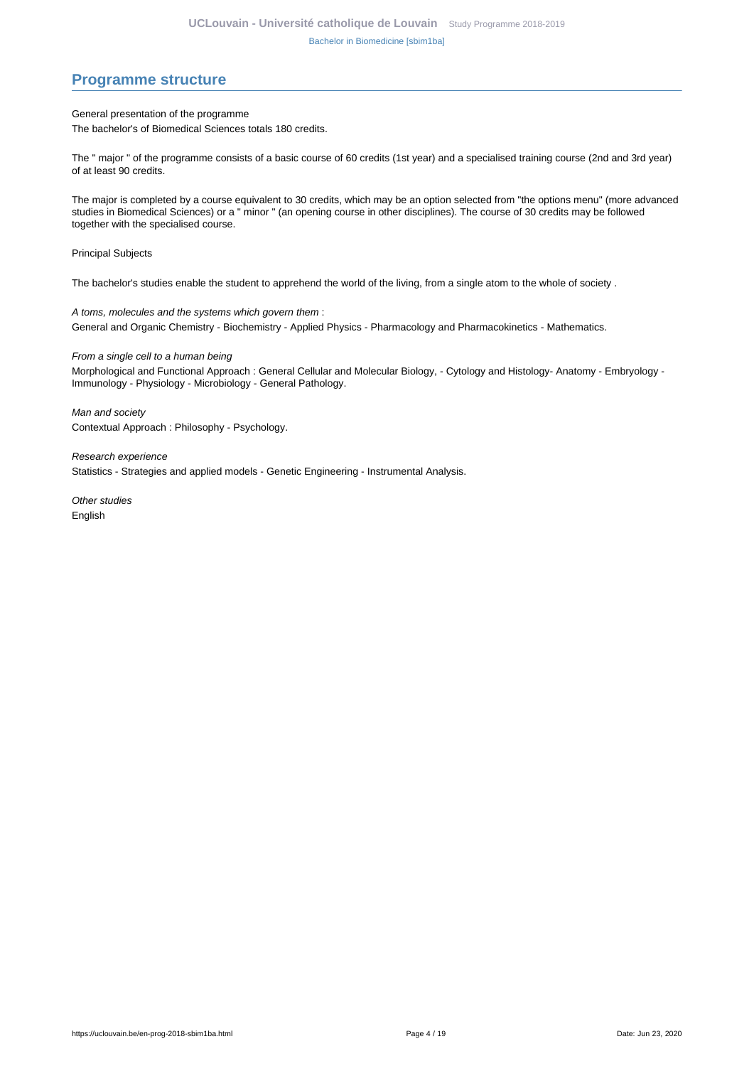## Programme structure

General presentation of the programme

The bachelor's of Biomedical Sciences totals 180 credits.

The " major " of the programme consists of a basic course of 60 credits (1st year) and a specialised training course (2nd and 3rd year) of at least 90 credits.

The major is completed by a course equivalent to 30 credits, which may be an option selected from "the options menu" (more advanced studies in Biomedical Sciences) or a " minor " (an opening course in other disciplines). The course of 30 credits may be followed together with the specialised course.

Principal Subjects

The bachelor's studies enable the student to apprehend the world of the living, from a single atom to the whole of society .

*A toms, molecules and the systems which govern them* :

General and Organic Chemistry - Biochemistry - Applied Physics - Pharmacology and Pharmacokinetics - Mathematics.

*From a single cell to a human being*

Morphological and Functional Approach : General Cellular and Molecular Biology, - Cytology and Histology- Anatomy - Embryology - Immunology - Physiology - Microbiology - General Pathology.

*Man and society*

Contextual Approach : Philosophy - Psychology.

*Research experience*

Statistics - Strategies and applied models - Genetic Engineering - Instrumental Analysis.

*Other studies*

English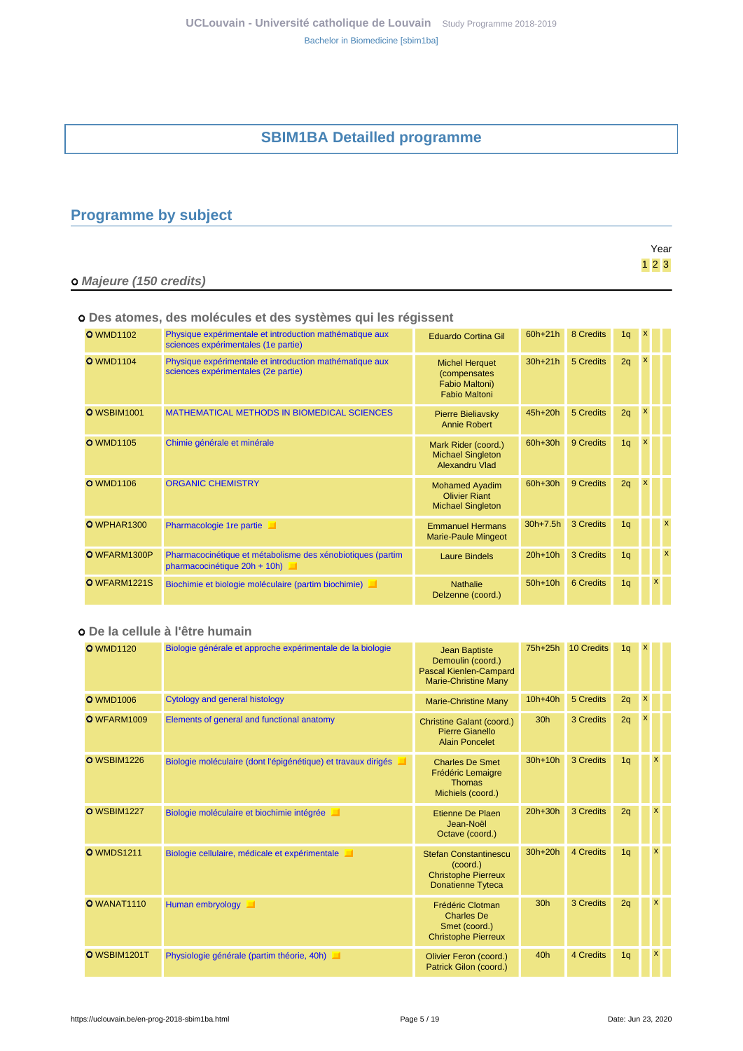## SBIM1BA Detailled programme

## Programme by subject

### Majeure (150 credits)

#### Des atomes, des molécules et des systèmes qui les régissent

| Code | Title | Teachers | Hours | Credits | Quadrimester | Year 1 | Year 2 | Year 3 |
|---|---|---|---|---|---|---|---|---|
| WMD1102 | Physique expérimentale et introduction mathématique aux sciences expérimentales (1e partie) | Eduardo Cortina Gil | 60h+21h | 8 Credits | 1q | x | | |
| WMD1104 | Physique expérimentale et introduction mathématique aux sciences expérimentales (2e partie) | Michel Herquet (compensates Fabio Maltoni) Fabio Maltoni | 30h+21h | 5 Credits | 2q | x | | |
| WSBIM1001 | MATHEMATICAL METHODS IN BIOMEDICAL SCIENCES | Pierre Bieliavsky Annie Robert | 45h+20h | 5 Credits | 2q | x | | |
| WMD1105 | Chimie générale et minérale | Mark Rider (coord.) Michael Singleton Alexandru Vlad | 60h+30h | 9 Credits | 1q | x | | |
| WMD1106 | ORGANIC CHEMISTRY | Mohamed Ayadim Olivier Riant Michael Singleton | 60h+30h | 9 Credits | 2q | x | | |
| WPHAR1300 | Pharmacologie 1re partie | Emmanuel Hermans Marie-Paule Mingeot | 30h+7.5h | 3 Credits | 1q | | | x |
| WFARM1300P | Pharmacocinétique et métabolisme des xénobiotiques (partim pharmacocinétique 20h + 10h) | Laure Bindels | 20h+10h | 3 Credits | 1q | | | x |
| WFARM1221S | Biochimie et biologie moléculaire (partim biochimie) | Nathalie Delzenne (coord.) | 50h+10h | 6 Credits | 1q | | x | |

#### De la cellule à l'être humain

| Code | Title | Teachers | Hours | Credits | Quadrimester | Year 1 | Year 2 | Year 3 |
|---|---|---|---|---|---|---|---|---|
| WMD1120 | Biologie générale et approche expérimentale de la biologie | Jean Baptiste Demoulin (coord.) Pascal Kienlen-Campard Marie-Christine Many | 75h+25h | 10 Credits | 1q | x | | |
| WMD1006 | Cytology and general histology | Marie-Christine Many | 10h+40h | 5 Credits | 2q | x | | |
| WFARM1009 | Elements of general and functional anatomy | Christine Galant (coord.) Pierre Gianello Alain Poncelet | 30h | 3 Credits | 2q | x | | |
| WSBIM1226 | Biologie moléculaire (dont l'épigénétique) et travaux dirigés | Charles De Smet Frédéric Lemaigre Thomas Michiels (coord.) | 30h+10h | 3 Credits | 1q | | x | |
| WSBIM1227 | Biologie moléculaire et biochimie intégrée | Etienne De Plaen Jean-Noël Octave (coord.) | 20h+30h | 3 Credits | 2q | | x | |
| WMDS1211 | Biologie cellulaire, médicale et expérimentale | Stefan Constantinescu (coord.) Christophe Pierreux Donatienne Tyteca | 30h+20h | 4 Credits | 1q | | x | |
| WANAT1110 | Human embryology | Frédéric Clotman Charles De Smet (coord.) Christophe Pierreux | 30h | 3 Credits | 2q | | x | |
| WSBIM1201T | Physiologie générale (partim théorie, 40h) | Olivier Feron (coord.) Patrick Gilon (coord.) | 40h | 4 Credits | 1q | | x | |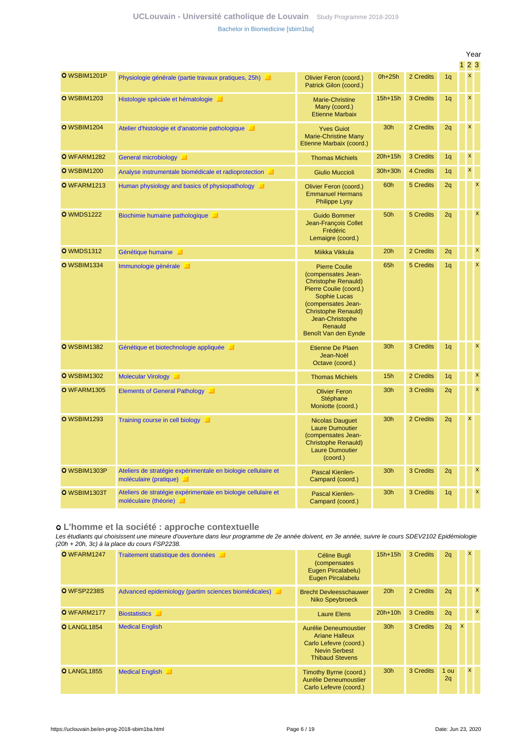| | | | | | | Year | | |
|---|---|---|---|---|---|---|---|---|
| | | | | | | 1 | 2 | 3 |
| WSBIM1201P | Physiologie générale (partie travaux pratiques, 25h) | Olivier Feron (coord.) Patrick Gilon (coord.) | 0h+25h | 2 Credits | 1q | | x | |
| WSBIM1203 | Histologie spéciale et hématologie | Marie-Christine Many (coord.) Etienne Marbaix | 15h+15h | 3 Credits | 1q | | x | |
| WSBIM1204 | Atelier d'histologie et d'anatomie pathologique | Yves Guiot Marie-Christine Many Etienne Marbaix (coord.) | 30h | 2 Credits | 2q | | x | |
| WFARM1282 | General microbiology | Thomas Michiels | 20h+15h | 3 Credits | 1q | | x | |
| WSBIM1200 | Analyse instrumentale biomédicale et radioprotection | Giulio Muccioli | 30h+30h | 4 Credits | 1q | | x | |
| WFARM1213 | Human physiology and basics of physiopathology | Olivier Feron (coord.) Emmanuel Hermans Philippe Lysy | 60h | 5 Credits | 2q | | | x |
| WMDS1222 | Biochimie humaine pathologique | Guido Bommer Jean-François Collet Frédéric Lemaigre (coord.) | 50h | 5 Credits | 2q | | | x |
| WMDS1312 | Génétique humaine | Miikka Vikkula | 20h | 2 Credits | 2q | | | x |
| WSBIM1334 | Immunologie générale | Pierre Coulie (compensates Jean-Christophe Renauld) Pierre Coulie (coord.) Sophie Lucas (compensates Jean-Christophe Renauld) Jean-Christophe Renauld Benoît Van den Eynde | 65h | 5 Credits | 1q | | | x |
| WSBIM1382 | Génétique et biotechnologie appliquée | Etienne De Plaen Jean-Noël Octave (coord.) | 30h | 3 Credits | 1q | | | x |
| WSBIM1302 | Molecular Virology | Thomas Michiels | 15h | 2 Credits | 1q | | | x |
| WFARM1305 | Elements of General Pathology | Olivier Feron Stéphane Moniotte (coord.) | 30h | 3 Credits | 2q | | | x |
| WSBIM1293 | Training course in cell biology | Nicolas Dauguet Laure Dumoutier (compensates Jean-Christophe Renauld) Laure Dumoutier (coord.) | 30h | 2 Credits | 2q | | x | |
| WSBIM1303P | Ateliers de stratégie expérimentale en biologie cellulaire et moléculaire (pratique) | Pascal Kienlen-Campard (coord.) | 30h | 3 Credits | 2q | | | x |
| WSBIM1303T | Ateliers de stratégie expérimentale en biologie cellulaire et moléculaire (théorie) | Pascal Kienlen-Campard (coord.) | 30h | 3 Credits | 1q | | | x |

### L'homme et la société : approche contextuelle

*Les étudiants qui choisissent une mineure d'ouverture dans leur programme de 2e année doivent, en 3e année, suivre le cours SDEV2102 Epidémiologie (20h + 20h, 3c) à la place du cours FSP2238.*

| | | | | | | 1 | 2 | 3 |
|---|---|---|---|---|---|---|---|---|
| WFARM1247 | Traitement statistique des données | Céline Bugli (compensates Eugen Pircalabelu) Eugen Pircalabelu | 15h+15h | 3 Credits | 2q | | x | |
| WFSP2238S | Advanced epidemiology (partim sciences biomédicales) | Brecht Devleesschauwer Niko Speybroeck | 20h | 2 Credits | 2q | | | x |
| WFARM2177 | Biostatistics | Laure Elens | 20h+10h | 3 Credits | 2q | | | x |
| LANGL1854 | Medical English | Aurélie Deneumoustier Ariane Halleux Carlo Lefevre (coord.) Nevin Serbest Thibaud Stevens | 30h | 3 Credits | 2q | x | | |
| LANGL1855 | Medical English | Timothy Byrne (coord.) Aurélie Deneumoustier Carlo Lefevre (coord.) | 30h | 3 Credits | 1 ou 2q | | x | |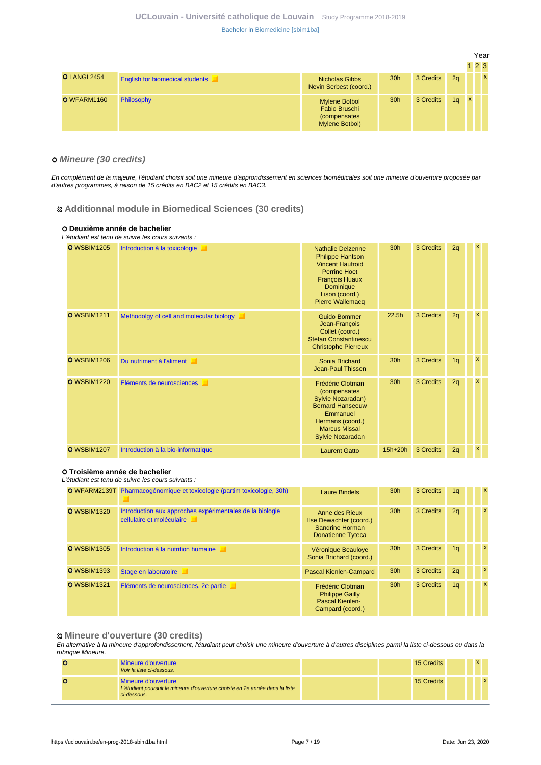| | | | | | | Year 1 | 2 | 3 |
|---|---|---|---|---|---|---|---|---|
| LANGL2454 | English for biomedical students | Nicholas Gibbs<br>Nevin Serbest (coord.) | 30h | 3 Credits | 2q | | | x |
| WFARM1160 | Philosophy | Mylene Botbol<br>Fabio Bruschi<br>(compensates Mylene Botbol) | 30h | 3 Credits | 1q | x | | |

## Mineure (30 credits)

*En complément de la majeure, l'étudiant choisit soit une mineure d'approndissement en sciences biomédicales soit une mineure d'ouverture proposée par d'autres programmes, à raison de 15 crédits en BAC2 et 15 crédits en BAC3.*

### Additionnal module in Biomedical Sciences (30 credits)

#### Deuxième année de bachelier

*L'étudiant est tenu de suivre les cours suivants :*

| | | | | | | 1 | 2 | 3 |
|---|---|---|---|---|---|---|---|---|
| WSBIM1205 | Introduction à la toxicologie | Nathalie Delzenne<br>Philippe Hantson<br>Vincent Haufroid<br>Perrine Hoet<br>François Huaux<br>Dominique Lison (coord.)<br>Pierre Wallemacq | 30h | 3 Credits | 2q | | x | |
| WSBIM1211 | Methodolgy of cell and molecular biology | Guido Bommer<br>Jean-François Collet (coord.)<br>Stefan Constantinescu<br>Christophe Pierreux | 22.5h | 3 Credits | 2q | | x | |
| WSBIM1206 | Du nutriment à l'aliment | Sonia Brichard<br>Jean-Paul Thissen | 30h | 3 Credits | 1q | | x | |
| WSBIM1220 | Eléments de neurosciences | Frédéric Clotman (compensates Sylvie Nozaradan)<br>Bernard Hanseeuw<br>Emmanuel Hermans (coord.)<br>Marcus Missal<br>Sylvie Nozaradan | 30h | 3 Credits | 2q | | x | |
| WSBIM1207 | Introduction à la bio-informatique | Laurent Gatto | 15h+20h | 3 Credits | 2q | | x | |

#### Troisième année de bachelier

*L'étudiant est tenu de suivre les cours suivants :*

| | | | | | | 1 | 2 | 3 |
|---|---|---|---|---|---|---|---|---|
| WFARM2139T | Pharmacogénomique et toxicologie (partim toxicologie, 30h) | Laure Bindels | 30h | 3 Credits | 1q | | | x |
| WSBIM1320 | Introduction aux approches expérimentales de la biologie cellulaire et moléculaire | Anne des Rieux<br>Ilse Dewachter (coord.)<br>Sandrine Horman<br>Donatienne Tyteca | 30h | 3 Credits | 2q | | | x |
| WSBIM1305 | Introduction à la nutrition humaine | Véronique Beauloye<br>Sonia Brichard (coord.) | 30h | 3 Credits | 1q | | | x |
| WSBIM1393 | Stage en laboratoire | Pascal Kienlen-Campard | 30h | 3 Credits | 2q | | | x |
| WSBIM1321 | Eléments de neurosciences, 2e partie | Frédéric Clotman<br>Philippe Gailly<br>Pascal Kienlen-Campard (coord.) | 30h | 3 Credits | 1q | | | x |

### Mineure d'ouverture (30 credits)

*En alternative à la mineure d'approfondissement, l'étudiant peut choisir une mineure d'ouverture à d'autres disciplines parmi la liste ci-dessous ou dans la rubrique Mineure.*

| | | | | | | 1 | 2 | 3 |
|---|---|---|---|---|---|---|---|---|
| | Mineure d'ouverture<br>*Voir la liste ci-dessous.* | | | 15 Credits | | | x | |
| | Mineure d'ouverture<br>*L'étudiant poursuit la mineure d'ouverture choisie en 2e année dans la liste ci-dessous.* | | | 15 Credits | | | | x |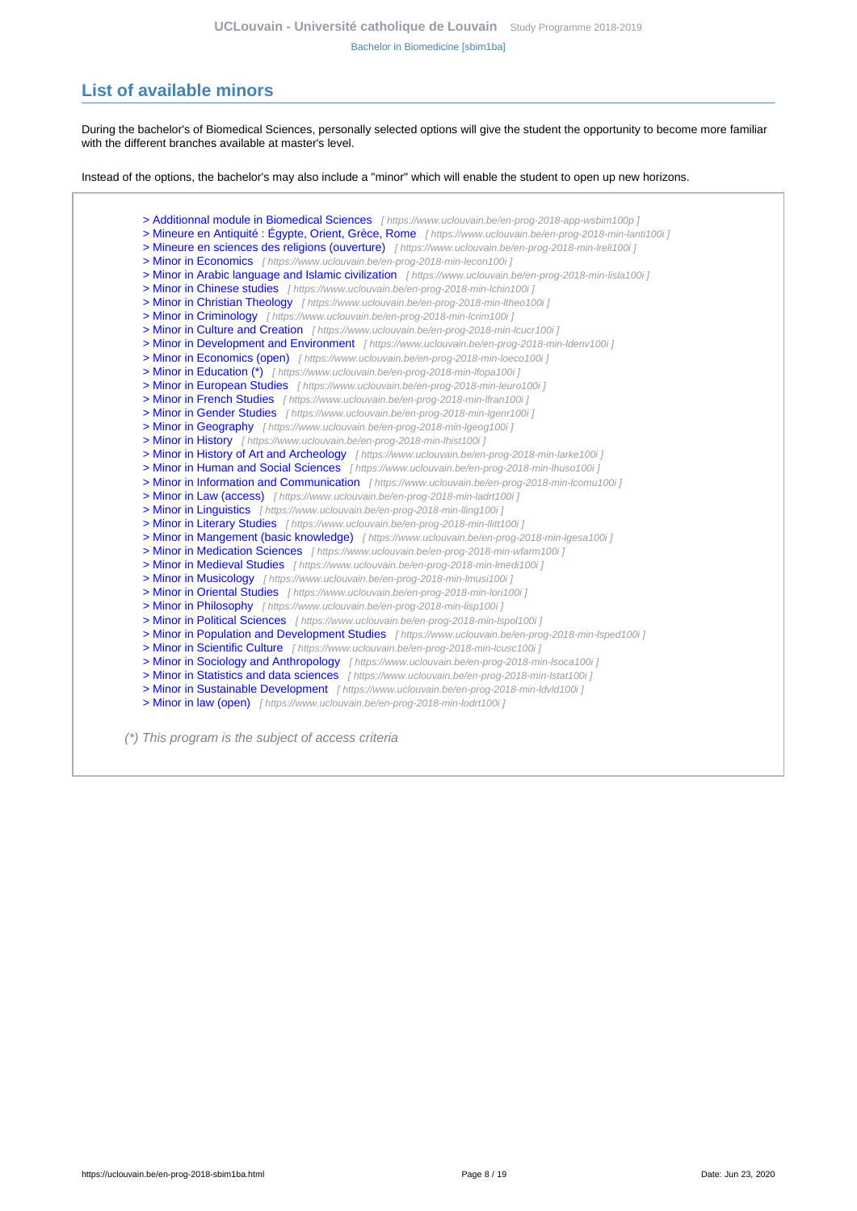## List of available minors

During the bachelor's of Biomedical Sciences, personally selected options will give the student the opportunity to become more familiar with the different branches available at master's level.

Instead of the options, the bachelor's may also include a "minor" which will enable the student to open up new horizons.

> Additionnal module in Biomedical Sciences [ https://www.uclouvain.be/en-prog-2018-app-wsbim100p ]
> Mineure en Antiquité : Égypte, Orient, Grèce, Rome [ https://www.uclouvain.be/en-prog-2018-min-lanti100i ]
> Mineure en sciences des religions (ouverture) [ https://www.uclouvain.be/en-prog-2018-min-lreli100i ]
> Minor in Economics [ https://www.uclouvain.be/en-prog-2018-min-lecon100i ]
> Minor in Arabic language and Islamic civilization [ https://www.uclouvain.be/en-prog-2018-min-lisla100i ]
> Minor in Chinese studies [ https://www.uclouvain.be/en-prog-2018-min-lchin100i ]
> Minor in Christian Theology [ https://www.uclouvain.be/en-prog-2018-min-ltheo100i ]
> Minor in Criminology [ https://www.uclouvain.be/en-prog-2018-min-lcrim100i ]
> Minor in Culture and Creation [ https://www.uclouvain.be/en-prog-2018-min-lcucr100i ]
> Minor in Development and Environment [ https://www.uclouvain.be/en-prog-2018-min-ldenv100i ]
> Minor in Economics (open) [ https://www.uclouvain.be/en-prog-2018-min-loeco100i ]
> Minor in Education (*) [ https://www.uclouvain.be/en-prog-2018-min-lfopa100i ]
> Minor in European Studies [ https://www.uclouvain.be/en-prog-2018-min-leuro100i ]
> Minor in French Studies [ https://www.uclouvain.be/en-prog-2018-min-lfran100i ]
> Minor in Gender Studies [ https://www.uclouvain.be/en-prog-2018-min-lgenr100i ]
> Minor in Geography [ https://www.uclouvain.be/en-prog-2018-min-lgeog100i ]
> Minor in History [ https://www.uclouvain.be/en-prog-2018-min-lhist100i ]
> Minor in History of Art and Archeology [ https://www.uclouvain.be/en-prog-2018-min-larke100i ]
> Minor in Human and Social Sciences [ https://www.uclouvain.be/en-prog-2018-min-lhuso100i ]
> Minor in Information and Communication [ https://www.uclouvain.be/en-prog-2018-min-lcomu100i ]
> Minor in Law (access) [ https://www.uclouvain.be/en-prog-2018-min-ladrt100i ]
> Minor in Linguistics [ https://www.uclouvain.be/en-prog-2018-min-lling100i ]
> Minor in Literary Studies [ https://www.uclouvain.be/en-prog-2018-min-llitt100i ]
> Minor in Mangement (basic knowledge) [ https://www.uclouvain.be/en-prog-2018-min-lgesa100i ]
> Minor in Medication Sciences [ https://www.uclouvain.be/en-prog-2018-min-wfarm100i ]
> Minor in Medieval Studies [ https://www.uclouvain.be/en-prog-2018-min-lmedi100i ]
> Minor in Musicology [ https://www.uclouvain.be/en-prog-2018-min-lmusi100i ]
> Minor in Oriental Studies [ https://www.uclouvain.be/en-prog-2018-min-lori100i ]
> Minor in Philosophy [ https://www.uclouvain.be/en-prog-2018-min-lisp100i ]
> Minor in Political Sciences [ https://www.uclouvain.be/en-prog-2018-min-lspol100i ]
> Minor in Population and Development Studies [ https://www.uclouvain.be/en-prog-2018-min-lsped100i ]
> Minor in Scientific Culture [ https://www.uclouvain.be/en-prog-2018-min-lcusc100i ]
> Minor in Sociology and Anthropology [ https://www.uclouvain.be/en-prog-2018-min-lsoca100i ]
> Minor in Statistics and data sciences [ https://www.uclouvain.be/en-prog-2018-min-lstat100i ]
> Minor in Sustainable Development [ https://www.uclouvain.be/en-prog-2018-min-ldvld100i ]
> Minor in law (open) [ https://www.uclouvain.be/en-prog-2018-min-lodrt100i ]

*(*) This program is the subject of access criteria*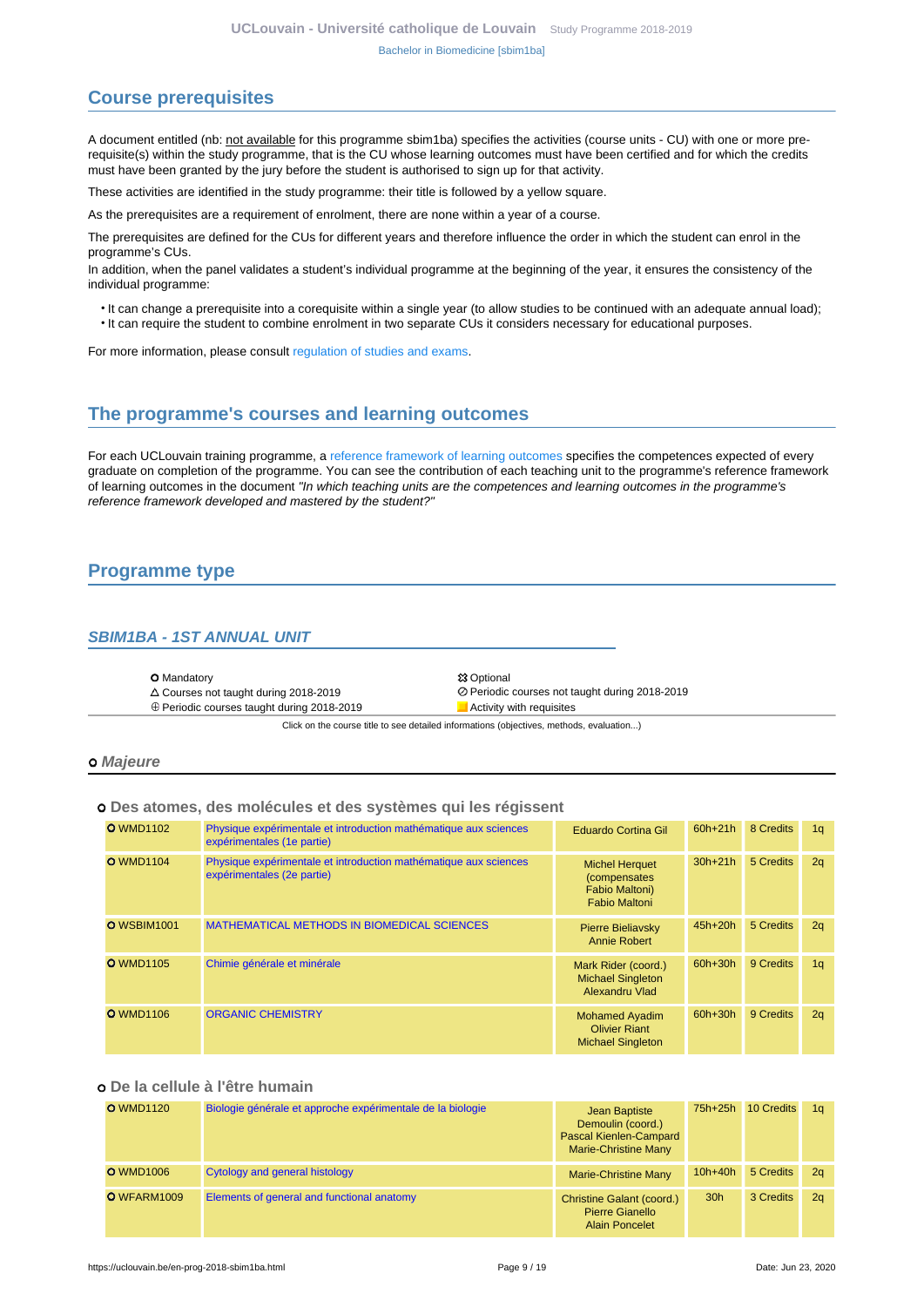## Course prerequisites

A document entitled (nb: not available for this programme sbim1ba) specifies the activities (course units - CU) with one or more pre-requisite(s) within the study programme, that is the CU whose learning outcomes must have been certified and for which the credits must have been granted by the jury before the student is authorised to sign up for that activity.

These activities are identified in the study programme: their title is followed by a yellow square.

As the prerequisites are a requirement of enrolment, there are none within a year of a course.

The prerequisites are defined for the CUs for different years and therefore influence the order in which the student can enrol in the programme's CUs.
In addition, when the panel validates a student's individual programme at the beginning of the year, it ensures the consistency of the individual programme:

- It can change a prerequisite into a corequisite within a single year (to allow studies to be continued with an adequate annual load);
- It can require the student to combine enrolment in two separate CUs it considers necessary for educational purposes.

For more information, please consult regulation of studies and exams.

## The programme's courses and learning outcomes

For each UCLouvain training programme, a reference framework of learning outcomes specifies the competences expected of every graduate on completion of the programme. You can see the contribution of each teaching unit to the programme's reference framework of learning outcomes in the document *"In which teaching units are the competences and learning outcomes in the programme's reference framework developed and mastered by the student?"*

## Programme type

### SBIM1BA - 1ST ANNUAL UNIT

| | |
|---|---|
| O Mandatory | ☼ Optional |
| △ Courses not taught during 2018-2019 | ⊘ Periodic courses not taught during 2018-2019 |
| ⊕ Periodic courses taught during 2018-2019 | ■ Activity with requisites |

Click on the course title to see detailed informations (objectives, methods, evaluation...)

#### o Majeure

##### o Des atomes, des molécules et des systèmes qui les régissent

| Code | Title | Teachers | Hours | Credits | Term |
|---|---|---|---|---|---|
| O WMD1102 | Physique expérimentale et introduction mathématique aux sciences expérimentales (1e partie) | Eduardo Cortina Gil | 60h+21h | 8 Credits | 1q |
| O WMD1104 | Physique expérimentale et introduction mathématique aux sciences expérimentales (2e partie) | Michel Herquet (compensates Fabio Maltoni) Fabio Maltoni | 30h+21h | 5 Credits | 2q |
| O WSBIM1001 | MATHEMATICAL METHODS IN BIOMEDICAL SCIENCES | Pierre Bieliavsky Annie Robert | 45h+20h | 5 Credits | 2q |
| O WMD1105 | Chimie générale et minérale | Mark Rider (coord.) Michael Singleton Alexandru Vlad | 60h+30h | 9 Credits | 1q |
| O WMD1106 | ORGANIC CHEMISTRY | Mohamed Ayadim Olivier Riant Michael Singleton | 60h+30h | 9 Credits | 2q |

##### o De la cellule à l'être humain

| Code | Title | Teachers | Hours | Credits | Term |
|---|---|---|---|---|---|
| O WMD1120 | Biologie générale et approche expérimentale de la biologie | Jean Baptiste Demoulin (coord.) Pascal Kienlen-Campard Marie-Christine Many | 75h+25h | 10 Credits | 1q |
| O WMD1006 | Cytology and general histology | Marie-Christine Many | 10h+40h | 5 Credits | 2q |
| O WFARM1009 | Elements of general and functional anatomy | Christine Galant (coord.) Pierre Gianello Alain Poncelet | 30h | 3 Credits | 2q |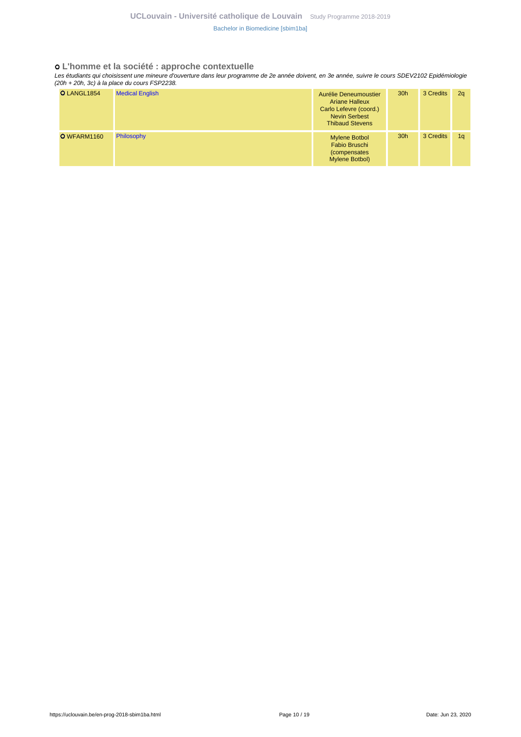### L'homme et la société : approche contextuelle

*Les étudiants qui choisissent une mineure d'ouverture dans leur programme de 2e année doivent, en 3e année, suivre le cours SDEV2102 Epidémiologie (20h + 20h, 3c) à la place du cours FSP2238.*

| Code | Course | Teachers | Hours | Credits | Term |
|---|---|---|---|---|---|
| LANGL1854 | Medical English | Aurélie Deneumoustier<br>Ariane Halleux<br>Carlo Lefevre (coord.)<br>Nevin Serbest<br>Thibaud Stevens | 30h | 3 Credits | 2q |
| WFARM1160 | Philosophy | Mylene Botbol<br>Fabio Bruschi (compensates Mylene Botbol) | 30h | 3 Credits | 1q |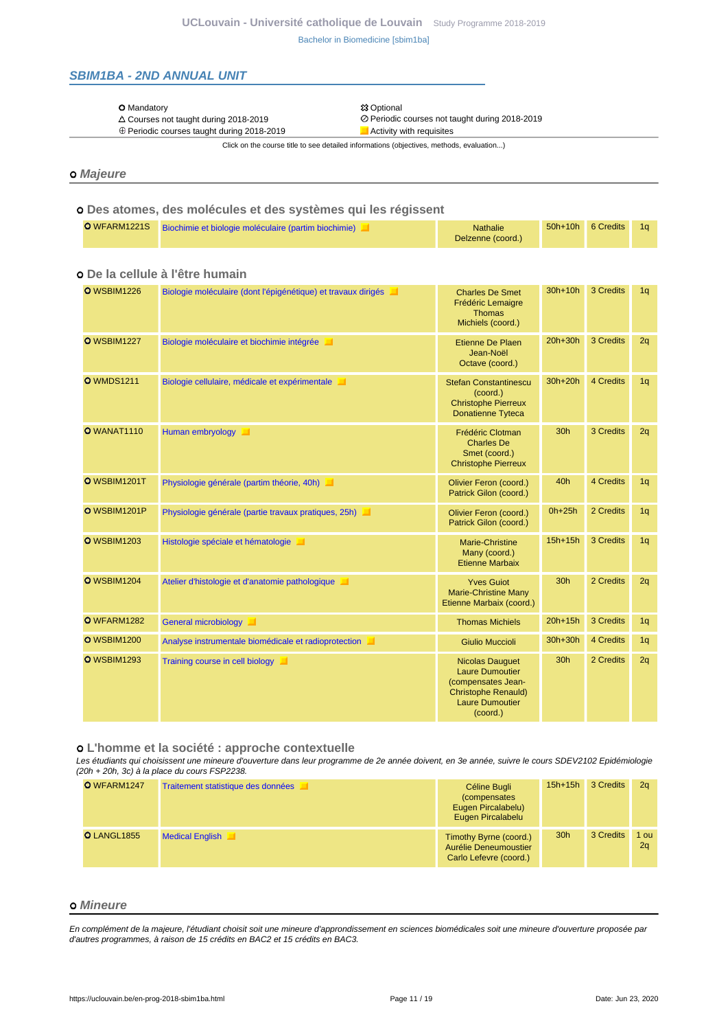## SBIM1BA - 2ND ANNUAL UNIT

| | |
|---|---|
| O Mandatory | ⚠ Optional |
| Δ Courses not taught during 2018-2019 | ⊘ Periodic courses not taught during 2018-2019 |
| ⊕ Periodic courses taught during 2018-2019 | Activity with requisites |

Click on the course title to see detailed informations (objectives, methods, evaluation...)

### o Majeure

#### o Des atomes, des molécules et des systèmes qui les régissent

| Code | Course | Teacher(s) | Hours | Credits | Quad. |
|---|---|---|---|---|---|
| O WFARM1221S | Biochimie et biologie moléculaire (partim biochimie) | Nathalie Delzenne (coord.) | 50h+10h | 6 Credits | 1q |

#### o De la cellule à l'être humain

| Code | Course | Teacher(s) | Hours | Credits | Quad. |
|---|---|---|---|---|---|
| O WSBIM1226 | Biologie moléculaire (dont l'épigénétique) et travaux dirigés | Charles De Smet<br>Frédéric Lemaigre<br>Thomas Michiels (coord.) | 30h+10h | 3 Credits | 1q |
| O WSBIM1227 | Biologie moléculaire et biochimie intégrée | Etienne De Plaen<br>Jean-Noël Octave (coord.) | 20h+30h | 3 Credits | 2q |
| O WMDS1211 | Biologie cellulaire, médicale et expérimentale | Stefan Constantinescu (coord.)<br>Christophe Pierreux<br>Donatienne Tyteca | 30h+20h | 4 Credits | 1q |
| O WANAT1110 | Human embryology | Frédéric Clotman<br>Charles De Smet (coord.)<br>Christophe Pierreux | 30h | 3 Credits | 2q |
| O WSBIM1201T | Physiologie générale (partim théorie, 40h) | Olivier Feron (coord.)<br>Patrick Gilon (coord.) | 40h | 4 Credits | 1q |
| O WSBIM1201P | Physiologie générale (partie travaux pratiques, 25h) | Olivier Feron (coord.)<br>Patrick Gilon (coord.) | 0h+25h | 2 Credits | 1q |
| O WSBIM1203 | Histologie spéciale et hématologie | Marie-Christine Many (coord.)<br>Etienne Marbaix | 15h+15h | 3 Credits | 1q |
| O WSBIM1204 | Atelier d'histologie et d'anatomie pathologique | Yves Guiot<br>Marie-Christine Many<br>Etienne Marbaix (coord.) | 30h | 2 Credits | 2q |
| O WFARM1282 | General microbiology | Thomas Michiels | 20h+15h | 3 Credits | 1q |
| O WSBIM1200 | Analyse instrumentale biomédicale et radioprotection | Giulio Muccioli | 30h+30h | 4 Credits | 1q |
| O WSBIM1293 | Training course in cell biology | Nicolas Dauguet<br>Laure Dumoutier (compensates Jean-Christophe Renauld)<br>Laure Dumoutier (coord.) | 30h | 2 Credits | 2q |

#### o L'homme et la société : approche contextuelle

*Les étudiants qui choisissent une mineure d'ouverture dans leur programme de 2e année doivent, en 3e année, suivre le cours SDEV2102 Epidémiologie (20h + 20h, 3c) à la place du cours FSP2238.*

| Code | Course | Teacher(s) | Hours | Credits | Quad. |
|---|---|---|---|---|---|
| O WFARM1247 | Traitement statistique des données | Céline Bugli (compensates Eugen Pircalabelu)<br>Eugen Pircalabelu | 15h+15h | 3 Credits | 2q |
| O LANGL1855 | Medical English | Timothy Byrne (coord.)<br>Aurélie Deneumoustier<br>Carlo Lefevre (coord.) | 30h | 3 Credits | 1 ou 2q |

### o Mineure

*En complément de la majeure, l'étudiant choisit soit une mineure d'approndissement en sciences biomédicales soit une mineure d'ouverture proposée par d'autres programmes, à raison de 15 crédits en BAC2 et 15 crédits en BAC3.*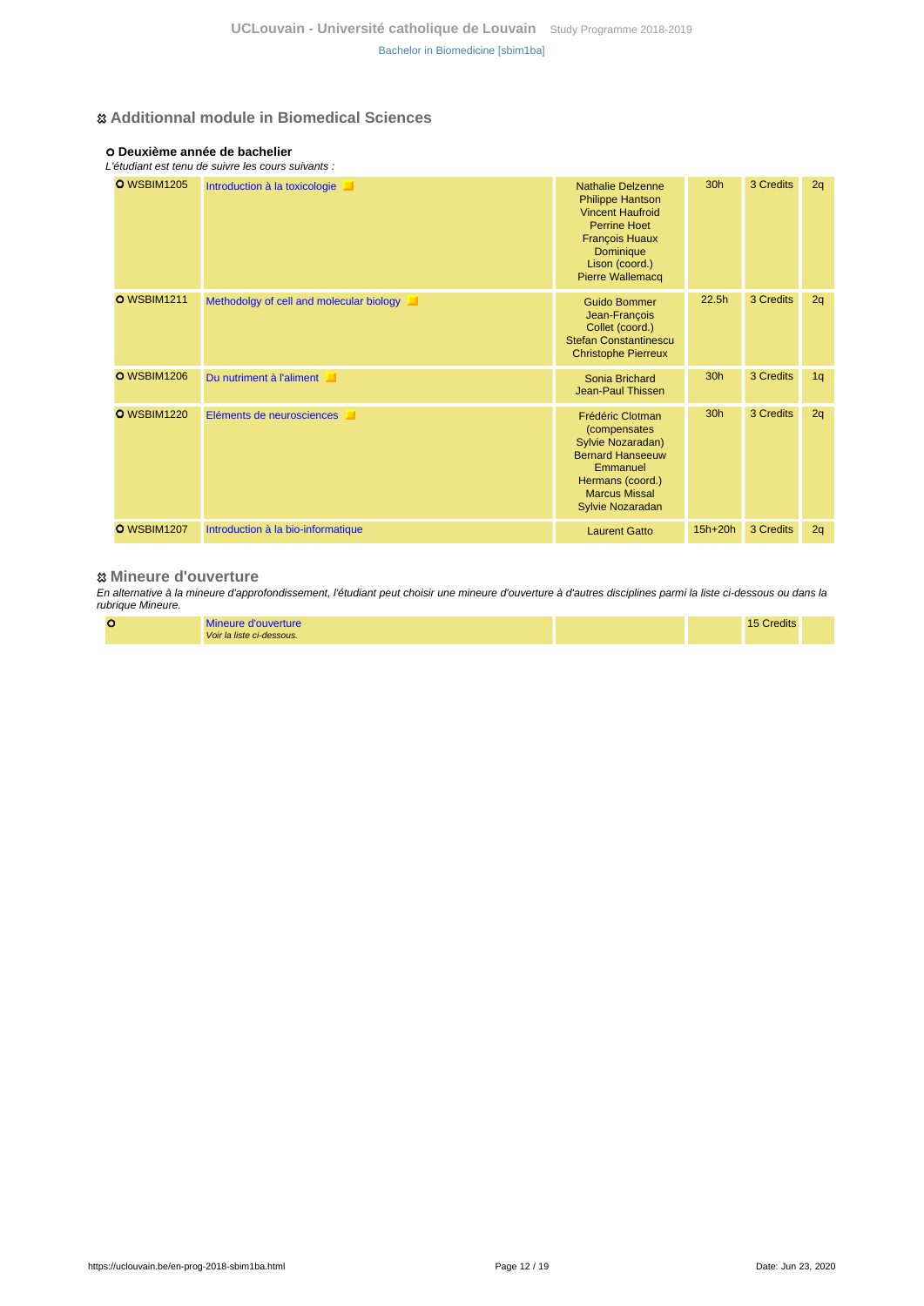## Additionnal module in Biomedical Sciences

### Deuxième année de bachelier

*L'étudiant est tenu de suivre les cours suivants :*

| Code | Course | Teachers | Hours | Credits | Term |
|---|---|---|---|---|---|
| WSBIM1205 | Introduction à la toxicologie | Nathalie Delzenne, Philippe Hantson, Vincent Haufroid, Perrine Hoet, François Huaux, Dominique Lison (coord.), Pierre Wallemacq | 30h | 3 Credits | 2q |
| WSBIM1211 | Methodolgy of cell and molecular biology | Guido Bommer, Jean-François Collet (coord.), Stefan Constantinescu, Christophe Pierreux | 22.5h | 3 Credits | 2q |
| WSBIM1206 | Du nutriment à l'aliment | Sonia Brichard, Jean-Paul Thissen | 30h | 3 Credits | 1q |
| WSBIM1220 | Eléments de neurosciences | Frédéric Clotman (compensates Sylvie Nozaradan), Bernard Hanseeuw, Emmanuel Hermans (coord.), Marcus Missal, Sylvie Nozaradan | 30h | 3 Credits | 2q |
| WSBIM1207 | Introduction à la bio-informatique | Laurent Gatto | 15h+20h | 3 Credits | 2q |

## Mineure d'ouverture

*En alternative à la mineure d'approfondissement, l'étudiant peut choisir une mineure d'ouverture à d'autres disciplines parmi la liste ci-dessous ou dans la rubrique Mineure.*

| Code | Course | Teachers | Hours | Credits | Term |
|---|---|---|---|---|---|
| | Mineure d'ouverture *Voir la liste ci-dessous.* | | | 15 Credits | |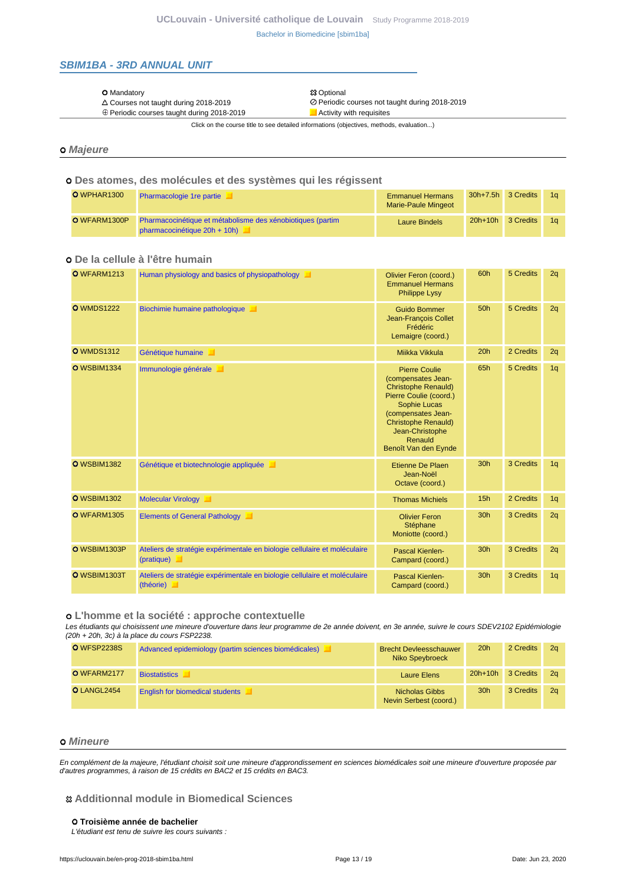## SBIM1BA - 3RD ANNUAL UNIT

- ○ Mandatory
- ⚠ Optional
- △ Courses not taught during 2018-2019
- ⊘ Periodic courses not taught during 2018-2019
- ⊕ Periodic courses taught during 2018-2019
- Activity with requisites

Click on the course title to see detailed informations (objectives, methods, evaluation...)

### ○ Majeure

#### ○ Des atomes, des molécules et des systèmes qui les régissent

| Code | Course | Teachers | Hours | Credits | Quad. |
|---|---|---|---|---|---|
| ○ WPHAR1300 | Pharmacologie 1re partie | Emmanuel Hermans, Marie-Paule Mingeot | 30h+7.5h | 3 Credits | 1q |
| ○ WFARM1300P | Pharmacocinétique et métabolisme des xénobiotiques (partim pharmacocinétique 20h + 10h) | Laure Bindels | 20h+10h | 3 Credits | 1q |

#### ○ De la cellule à l'être humain

| Code | Course | Teachers | Hours | Credits | Quad. |
|---|---|---|---|---|---|
| ○ WFARM1213 | Human physiology and basics of physiopathology | Olivier Feron (coord.), Emmanuel Hermans, Philippe Lysy | 60h | 5 Credits | 2q |
| ○ WMDS1222 | Biochimie humaine pathologique | Guido Bommer, Jean-François Collet, Frédéric Lemaigre (coord.) | 50h | 5 Credits | 2q |
| ○ WMDS1312 | Génétique humaine | Miikka Vikkula | 20h | 2 Credits | 2q |
| ○ WSBIM1334 | Immunologie générale | Pierre Coulie (compensates Jean-Christophe Renauld), Pierre Coulie (coord.), Sophie Lucas (compensates Jean-Christophe Renauld), Jean-Christophe Renauld, Benoît Van den Eynde | 65h | 5 Credits | 1q |
| ○ WSBIM1382 | Génétique et biotechnologie appliquée | Etienne De Plaen, Jean-Noël Octave (coord.) | 30h | 3 Credits | 1q |
| ○ WSBIM1302 | Molecular Virology | Thomas Michiels | 15h | 2 Credits | 1q |
| ○ WFARM1305 | Elements of General Pathology | Olivier Feron, Stéphane Moniotte (coord.) | 30h | 3 Credits | 2q |
| ○ WSBIM1303P | Ateliers de stratégie expérimentale en biologie cellulaire et moléculaire (pratique) | Pascal Kienlen-Campard (coord.) | 30h | 3 Credits | 2q |
| ○ WSBIM1303T | Ateliers de stratégie expérimentale en biologie cellulaire et moléculaire (théorie) | Pascal Kienlen-Campard (coord.) | 30h | 3 Credits | 1q |

#### ○ L'homme et la société : approche contextuelle

*Les étudiants qui choisissent une mineure d'ouverture dans leur programme de 2e année doivent, en 3e année, suivre le cours SDEV2102 Epidémiologie (20h + 20h, 3c) à la place du cours FSP2238.*

| Code | Course | Teachers | Hours | Credits | Quad. |
|---|---|---|---|---|---|
| ○ WFSP2238S | Advanced epidemiology (partim sciences biomédicales) | Brecht Devleesschauwer, Niko Speybroeck | 20h | 2 Credits | 2q |
| ○ WFARM2177 | Biostatistics | Laure Elens | 20h+10h | 3 Credits | 2q |
| ○ LANGL2454 | English for biomedical students | Nicholas Gibbs, Nevin Serbest (coord.) | 30h | 3 Credits | 2q |

### ○ Mineure

*En complément de la majeure, l'étudiant choisit soit une mineure d'approndissement en sciences biomédicales soit une mineure d'ouverture proposée par d'autres programmes, à raison de 15 crédits en BAC2 et 15 crédits en BAC3.*

#### ⚠ Additionnal module in Biomedical Sciences

**○ Troisième année de bachelier**

*L'étudiant est tenu de suivre les cours suivants :*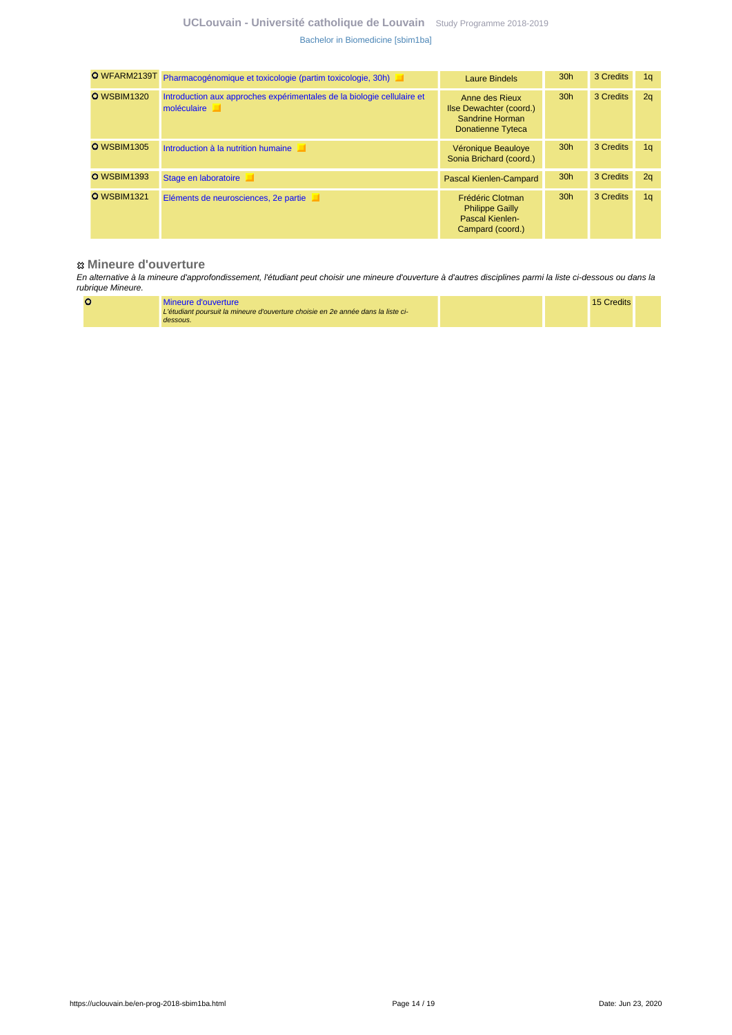| | | | | | |
|---|---|---|---|---|---|
| O WFARM2139T | Pharmacogénomique et toxicologie (partim toxicologie, 30h) | Laure Bindels | 30h | 3 Credits | 1q |
| O WSBIM1320 | Introduction aux approches expérimentales de la biologie cellulaire et moléculaire | Anne des Rieux<br>Ilse Dewachter (coord.)<br>Sandrine Horman<br>Donatienne Tyteca | 30h | 3 Credits | 2q |
| O WSBIM1305 | Introduction à la nutrition humaine | Véronique Beauloye<br>Sonia Brichard (coord.) | 30h | 3 Credits | 1q |
| O WSBIM1393 | Stage en laboratoire | Pascal Kienlen-Campard | 30h | 3 Credits | 2q |
| O WSBIM1321 | Eléments de neurosciences, 2e partie | Frédéric Clotman<br>Philippe Gailly<br>Pascal Kienlen-Campard (coord.) | 30h | 3 Credits | 1q |

### Mineure d'ouverture

*En alternative à la mineure d'approfondissement, l'étudiant peut choisir une mineure d'ouverture à d'autres disciplines parmi la liste ci-dessous ou dans la rubrique Mineure.*

| | | | | | |
|---|---|---|---|---|---|
| O | Mineure d'ouverture<br>*L'étudiant poursuit la mineure d'ouverture choisie en 2e année dans la liste ci-dessous.* | | | 15 Credits | |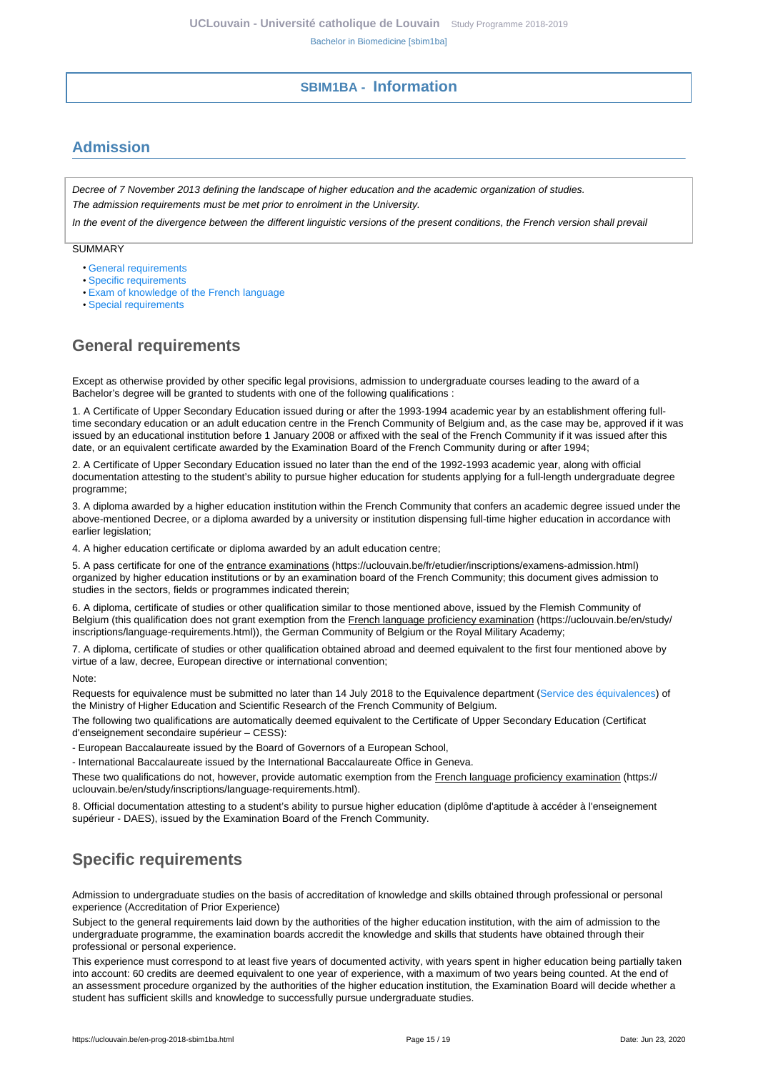## SBIM1BA - Information

## Admission

*Decree of 7 November 2013 defining the landscape of higher education and the academic organization of studies.*
*The admission requirements must be met prior to enrolment in the University.*

*In the event of the divergence between the different linguistic versions of the present conditions, the French version shall prevail*

SUMMARY

- General requirements
- Specific requirements
- Exam of knowledge of the French language
- Special requirements

## General requirements

Except as otherwise provided by other specific legal provisions, admission to undergraduate courses leading to the award of a Bachelor's degree will be granted to students with one of the following qualifications :

1. A Certificate of Upper Secondary Education issued during or after the 1993-1994 academic year by an establishment offering full-time secondary education or an adult education centre in the French Community of Belgium and, as the case may be, approved if it was issued by an educational institution before 1 January 2008 or affixed with the seal of the French Community if it was issued after this date, or an equivalent certificate awarded by the Examination Board of the French Community during or after 1994;

2. A Certificate of Upper Secondary Education issued no later than the end of the 1992-1993 academic year, along with official documentation attesting to the student's ability to pursue higher education for students applying for a full-length undergraduate degree programme;

3. A diploma awarded by a higher education institution within the French Community that confers an academic degree issued under the above-mentioned Decree, or a diploma awarded by a university or institution dispensing full-time higher education in accordance with earlier legislation;

4. A higher education certificate or diploma awarded by an adult education centre;

5. A pass certificate for one of the entrance examinations (https://uclouvain.be/fr/etudier/inscriptions/examens-admission.html) organized by higher education institutions or by an examination board of the French Community; this document gives admission to studies in the sectors, fields or programmes indicated therein;

6. A diploma, certificate of studies or other qualification similar to those mentioned above, issued by the Flemish Community of Belgium (this qualification does not grant exemption from the French language proficiency examination (https://uclouvain.be/en/study/inscriptions/language-requirements.html)), the German Community of Belgium or the Royal Military Academy;

7. A diploma, certificate of studies or other qualification obtained abroad and deemed equivalent to the first four mentioned above by virtue of a law, decree, European directive or international convention;

Note:

Requests for equivalence must be submitted no later than 14 July 2018 to the Equivalence department (Service des équivalences) of the Ministry of Higher Education and Scientific Research of the French Community of Belgium.

The following two qualifications are automatically deemed equivalent to the Certificate of Upper Secondary Education (Certificat d'enseignement secondaire supérieur – CESS):

- European Baccalaureate issued by the Board of Governors of a European School,

- International Baccalaureate issued by the International Baccalaureate Office in Geneva.

These two qualifications do not, however, provide automatic exemption from the French language proficiency examination (https://uclouvain.be/en/study/inscriptions/language-requirements.html).

8. Official documentation attesting to a student's ability to pursue higher education (diplôme d'aptitude à accéder à l'enseignement supérieur - DAES), issued by the Examination Board of the French Community.

## Specific requirements

Admission to undergraduate studies on the basis of accreditation of knowledge and skills obtained through professional or personal experience (Accreditation of Prior Experience)

Subject to the general requirements laid down by the authorities of the higher education institution, with the aim of admission to the undergraduate programme, the examination boards accredit the knowledge and skills that students have obtained through their professional or personal experience.

This experience must correspond to at least five years of documented activity, with years spent in higher education being partially taken into account: 60 credits are deemed equivalent to one year of experience, with a maximum of two years being counted. At the end of an assessment procedure organized by the authorities of the higher education institution, the Examination Board will decide whether a student has sufficient skills and knowledge to successfully pursue undergraduate studies.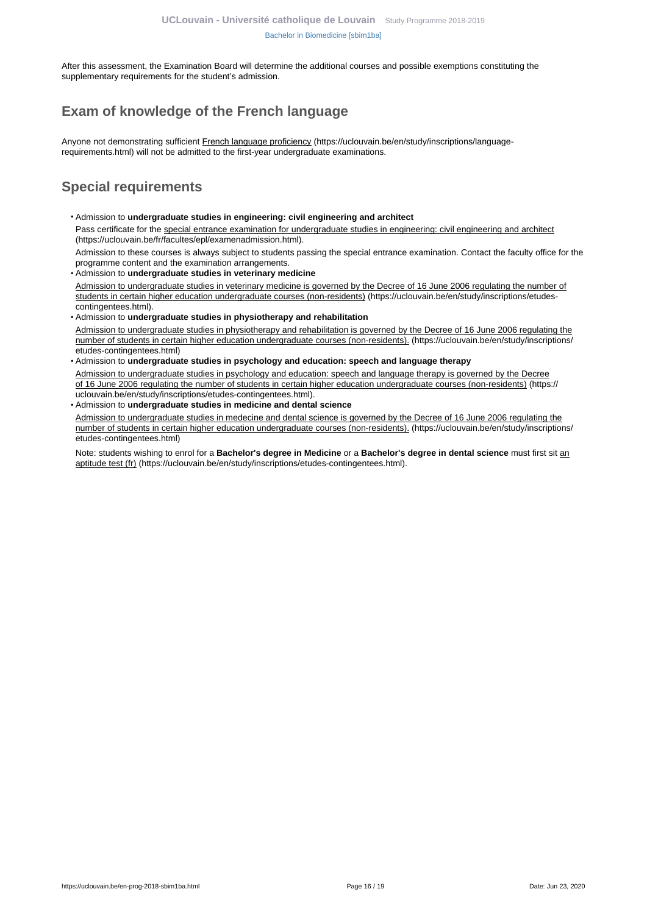After this assessment, the Examination Board will determine the additional courses and possible exemptions constituting the supplementary requirements for the student's admission.

## Exam of knowledge of the French language

Anyone not demonstrating sufficient French language proficiency (https://uclouvain.be/en/study/inscriptions/language-requirements.html) will not be admitted to the first-year undergraduate examinations.

## Special requirements

- Admission to **undergraduate studies in engineering: civil engineering and architect**

  Pass certificate for the special entrance examination for undergraduate studies in engineering: civil engineering and architect (https://uclouvain.be/fr/facultes/epl/examenadmission.html).

  Admission to these courses is always subject to students passing the special entrance examination. Contact the faculty office for the programme content and the examination arrangements.

- Admission to **undergraduate studies in veterinary medicine**

  Admission to undergraduate studies in veterinary medicine is governed by the Decree of 16 June 2006 regulating the number of students in certain higher education undergraduate courses (non-residents) (https://uclouvain.be/en/study/inscriptions/etudes-contingentees.html).

- Admission to **undergraduate studies in physiotherapy and rehabilitation**

  Admission to undergraduate studies in physiotherapy and rehabilitation is governed by the Decree of 16 June 2006 regulating the number of students in certain higher education undergraduate courses (non-residents). (https://uclouvain.be/en/study/inscriptions/etudes-contingentees.html)

- Admission to **undergraduate studies in psychology and education: speech and language therapy**

  Admission to undergraduate studies in psychology and education: speech and language therapy is governed by the Decree of 16 June 2006 regulating the number of students in certain higher education undergraduate courses (non-residents) (https://uclouvain.be/en/study/inscriptions/etudes-contingentees.html).

- Admission to **undergraduate studies in medicine and dental science**

  Admission to undergraduate studies in medecine and dental science is governed by the Decree of 16 June 2006 regulating the number of students in certain higher education undergraduate courses (non-residents). (https://uclouvain.be/en/study/inscriptions/etudes-contingentees.html)

  Note: students wishing to enrol for a **Bachelor's degree in Medicine** or a **Bachelor's degree in dental science** must first sit an aptitude test (fr) (https://uclouvain.be/en/study/inscriptions/etudes-contingentees.html).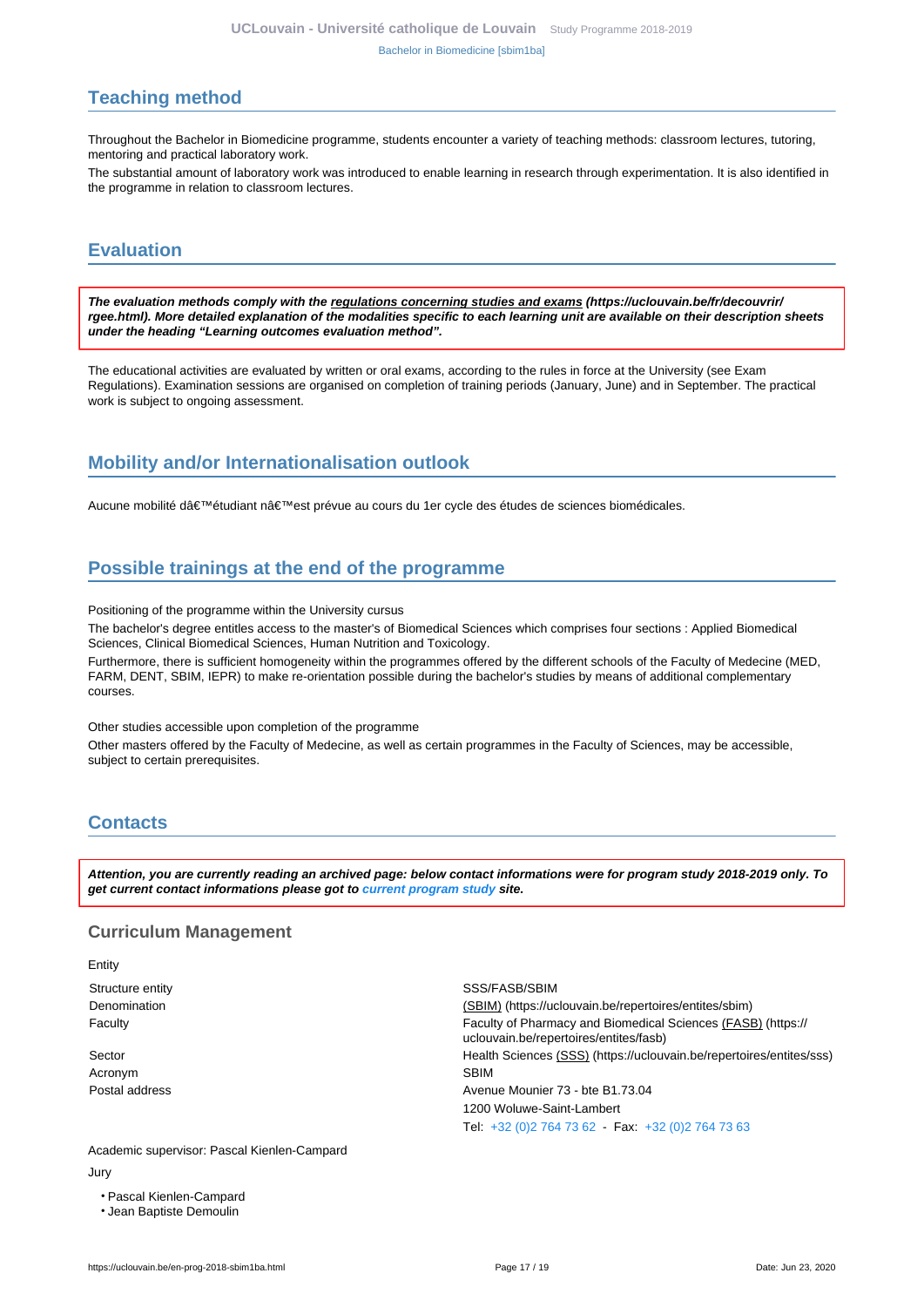## Teaching method

Throughout the Bachelor in Biomedicine programme, students encounter a variety of teaching methods: classroom lectures, tutoring, mentoring and practical laboratory work.

The substantial amount of laboratory work was introduced to enable learning in research through experimentation. It is also identified in the programme in relation to classroom lectures.

## Evaluation

***The evaluation methods comply with the regulations concerning studies and exams (https://uclouvain.be/fr/decouvrir/rgee.html). More detailed explanation of the modalities specific to each learning unit are available on their description sheets under the heading “Learning outcomes evaluation method”.***

The educational activities are evaluated by written or oral exams, according to the rules in force at the University (see Exam Regulations). Examination sessions are organised on completion of training periods (January, June) and in September. The practical work is subject to ongoing assessment.

## Mobility and/or Internationalisation outlook

Aucune mobilité dâ€™étudiant nâ€™est prévue au cours du 1er cycle des études de sciences biomédicales.

## Possible trainings at the end of the programme

Positioning of the programme within the University cursus

The bachelor's degree entitles access to the master's of Biomedical Sciences which comprises four sections : Applied Biomedical Sciences, Clinical Biomedical Sciences, Human Nutrition and Toxicology.

Furthermore, there is sufficient homogeneity within the programmes offered by the different schools of the Faculty of Medecine (MED, FARM, DENT, SBIM, IEPR) to make re-orientation possible during the bachelor's studies by means of additional complementary courses.

Other studies accessible upon completion of the programme

Other masters offered by the Faculty of Medecine, as well as certain programmes in the Faculty of Sciences, may be accessible, subject to certain prerequisites.

## Contacts

***Attention, you are currently reading an archived page: below contact informations were for program study 2018-2019 only. To get current contact informations please got to current program study site.***

### Curriculum Management

Entity

| | |
|---|---|
| Structure entity | SSS/FASB/SBIM |
| Denomination | (SBIM) (https://uclouvain.be/repertoires/entites/sbim) |
| Faculty | Faculty of Pharmacy and Biomedical Sciences (FASB) (https://uclouvain.be/repertoires/entites/fasb) |
| Sector | Health Sciences (SSS) (https://uclouvain.be/repertoires/entites/sss) |
| Acronym | SBIM |
| Postal address | Avenue Mounier 73 - bte B1.73.04<br>1200 Woluwe-Saint-Lambert<br>Tel: +32 (0)2 764 73 62 - Fax: +32 (0)2 764 73 63 |

Academic supervisor: Pascal Kienlen-Campard

Jury

- Pascal Kienlen-Campard
- Jean Baptiste Demoulin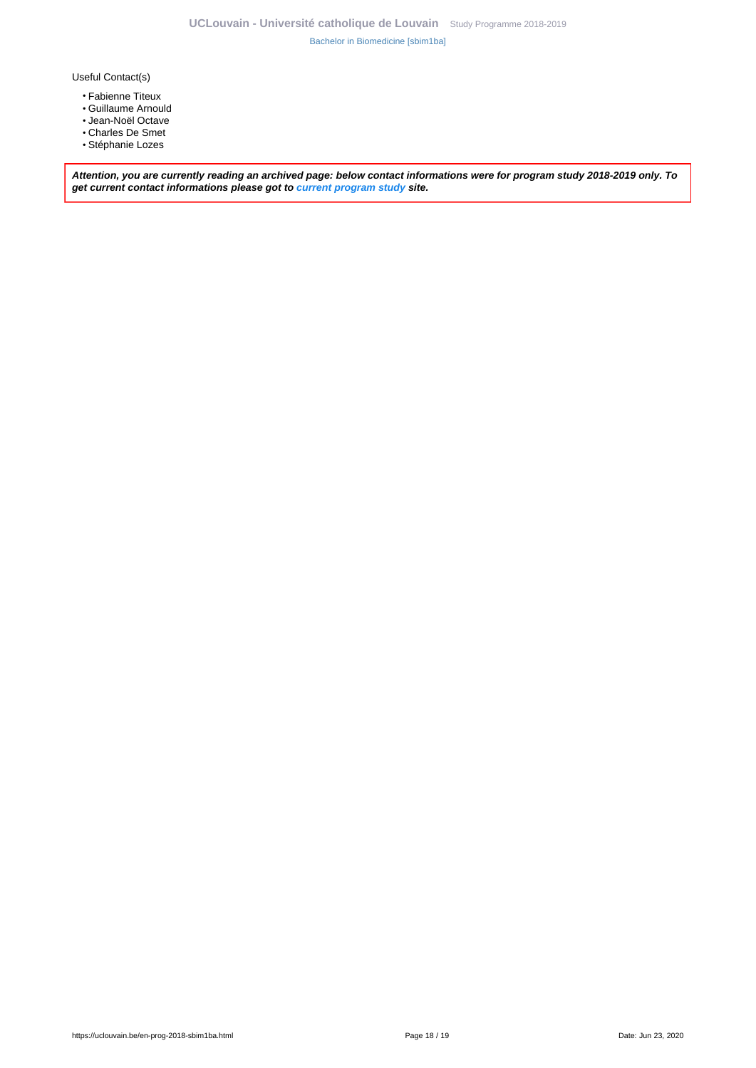Useful Contact(s)

- Fabienne Titeux
- Guillaume Arnould
- Jean-Noël Octave
- Charles De Smet
- Stéphanie Lozes

***Attention, you are currently reading an archived page: below contact informations were for program study 2018-2019 only. To get current contact informations please got to current program study site.***